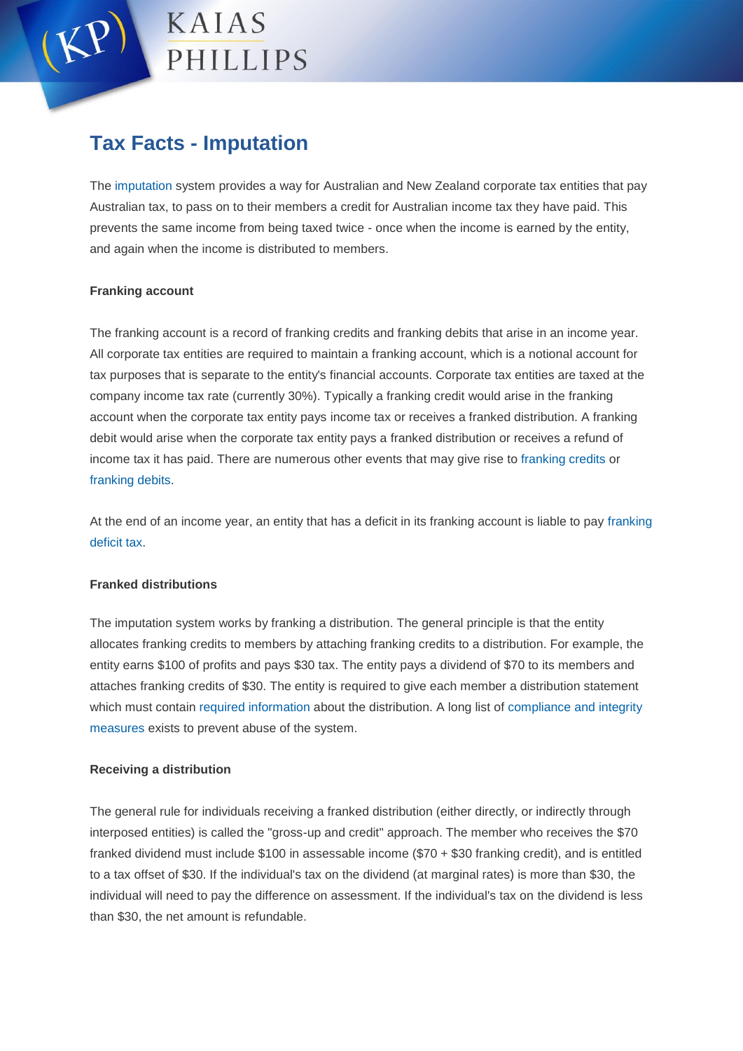# Tax Facts - Imputation

The imputation system provides a way for Australian and New Zealand corporate tax entities that pay Australian tax, to pass on to their members a credit for Australian income tax they have paid. This prevents the same income from being taxed twice - once when the income is earned by the entity, and again when the income is distributed to members.

**Franking account**

The franking account is a record of franking credits and franking debits that arise in an income year. All corporate tax entities are required to maintain a franking account, which is a notional account for tax purposes that is separate to the entity's financial accounts. Corporate tax entities are taxed at the company income tax rate (currently 30%). Typically a franking credit would arise in the franking account when the corporate tax entity pays income tax or receives a franked distribution. A franking debit would arise when the corporate tax entity pays a franked distribution or receives a refund of income tax it has paid. There are numerous other events that may give rise to franking credits or franking debits.

At the end of an income year, an entity that has a deficit in its franking account is liable to pay franking deficit tax.

**Franked distributions**

The imputation system works by franking a distribution. The general principle is that the entity allocates franking credits to members by attaching franking credits to a distribution. For example, the entity earns $100 of profits and pays $30 tax. The entity pays a dividend of $70 to its members and attaches franking credits of $30. The entity is required to give each member a distribution statement which must contain required information about the distribution. A long list of compliance and integrity measures exists to prevent abuse of the system.

**Receiving a distribution**

The general rule for individuals receiving a franked distribution (either directly, or indirectly through interposed entities) is called the "gross-up and credit" approach. The member who receives the $70 franked dividend must include $100 in assessable income ($70 + $30 franking credit), and is entitled to a tax offset of $30. If the individual's tax on the dividend (at marginal rates) is more than $30, the individual will need to pay the difference on assessment. If the individual's tax on the dividend is less than $30, the net amount is refundable.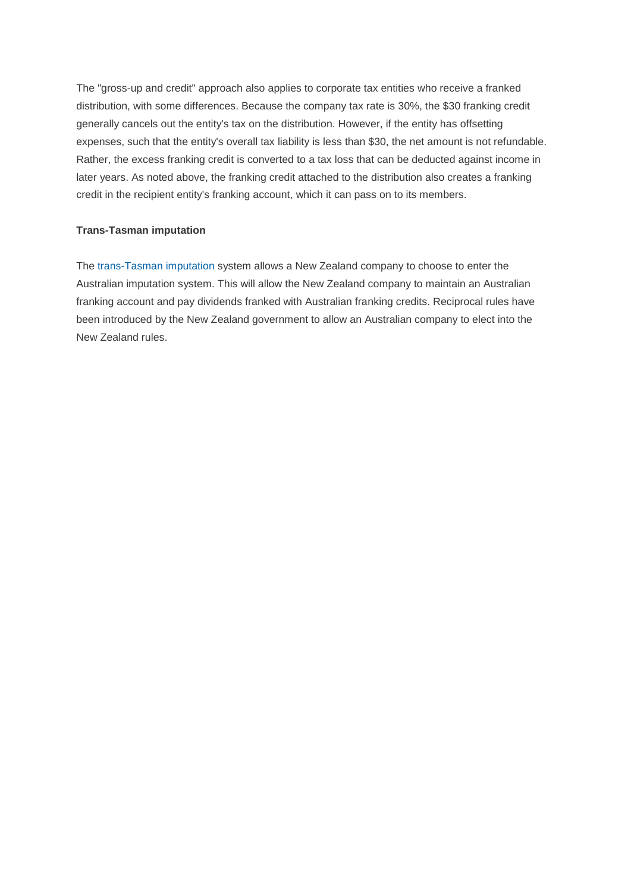The "gross-up and credit" approach also applies to corporate tax entities who receive a franked distribution, with some differences. Because the company tax rate is 30%, the $30 franking credit generally cancels out the entity's tax on the distribution. However, if the entity has offsetting expenses, such that the entity's overall tax liability is less than $30, the net amount is not refundable. Rather, the excess franking credit is converted to a tax loss that can be deducted against income in later years. As noted above, the franking credit attached to the distribution also creates a franking credit in the recipient entity's franking account, which it can pass on to its members.

**Trans-Tasman imputation**

The trans-Tasman imputation system allows a New Zealand company to choose to enter the Australian imputation system. This will allow the New Zealand company to maintain an Australian franking account and pay dividends franked with Australian franking credits. Reciprocal rules have been introduced by the New Zealand government to allow an Australian company to elect into the New Zealand rules.